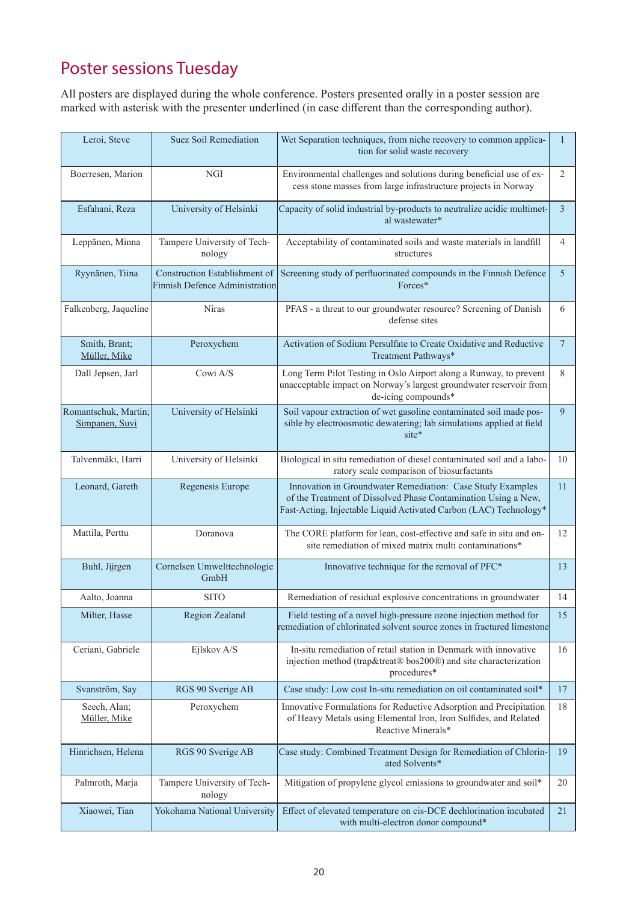# Poster sessions Tuesday

All posters are displayed during the whole conference. Posters presented orally in a poster session are marked with asterisk with the presenter underlined (in case different than the corresponding author).

| | | | |
|---|---|---|---|
| Leroi, Steve | Suez Soil Remediation | Wet Separation techniques, from niche recovery to common application for solid waste recovery | 1 |
| Boerresen, Marion | NGI | Environmental challenges and solutions during beneficial use of excess stone masses from large infrastructure projects in Norway | 2 |
| Esfahani, Reza | University of Helsinki | Capacity of solid industrial by-products to neutralize acidic multimetal wastewater* | 3 |
| Leppänen, Minna | Tampere University of Technology | Acceptability of contaminated soils and waste materials in landfill structures | 4 |
| Ryynänen, Tiina | Construction Establishment of Finnish Defence Administration | Screening study of perfluorinated compounds in the Finnish Defence Forces* | 5 |
| Falkenberg, Jaqueline | Niras | PFAS - a threat to our groundwater resource? Screening of Danish defense sites | 6 |
| Smith, Brant; <u>Müller, Mike</u> | Peroxychem | Activation of Sodium Persulfate to Create Oxidative and Reductive Treatment Pathways* | 7 |
| Dall Jepsen, Jarl | Cowi A/S | Long Term Pilot Testing in Oslo Airport along a Runway, to prevent unacceptable impact on Norway's largest groundwater reservoir from de-icing compounds* | 8 |
| Romantschuk, Martin; <u>Simpanen, Suvi</u> | University of Helsinki | Soil vapour extraction of wet gasoline contaminated soil made possible by electroosmotic dewatering; lab simulations applied at field site* | 9 |
| Talvenmäki, Harri | University of Helsinki | Biological in situ remediation of diesel contaminated soil and a laboratory scale comparison of biosurfactants | 10 |
| Leonard, Gareth | Regenesis Europe | Innovation in Groundwater Remediation: Case Study Examples of the Treatment of Dissolved Phase Contamination Using a New, Fast-Acting, Injectable Liquid Activated Carbon (LAC) Technology* | 11 |
| Mattila, Perttu | Doranova | The CORE platform for lean, cost-effective and safe in situ and onsite remediation of mixed matrix multi contaminations* | 12 |
| Buhl, Jürgen | Cornelsen Umwelttechnologie GmbH | Innovative technique for the removal of PFC* | 13 |
| Aalto, Joanna | SITO | Remediation of residual explosive concentrations in groundwater | 14 |
| Milter, Hasse | Region Zealand | Field testing of a novel high-pressure ozone injection method for remediation of chlorinated solvent source zones in fractured limestone | 15 |
| Ceriani, Gabriele | Ejlskov A/S | In-situ remediation of retail station in Denmark with innovative injection method (trap&treat® bos200®) and site characterization procedures* | 16 |
| Svanström, Say | RGS 90 Sverige AB | Case study: Low cost In-situ remediation on oil contaminated soil* | 17 |
| Seech, Alan; <u>Müller, Mike</u> | Peroxychem | Innovative Formulations for Reductive Adsorption and Precipitation of Heavy Metals using Elemental Iron, Iron Sulfides, and Related Reactive Minerals* | 18 |
| Hinrichsen, Helena | RGS 90 Sverige AB | Case study: Combined Treatment Design for Remediation of Chlorinated Solvents* | 19 |
| Palmroth, Marja | Tampere University of Technology | Mitigation of propylene glycol emissions to groundwater and soil* | 20 |
| Xiaowei, Tian | Yokohama National University | Effect of elevated temperature on cis-DCE dechlorination incubated with multi-electron donor compound* | 21 |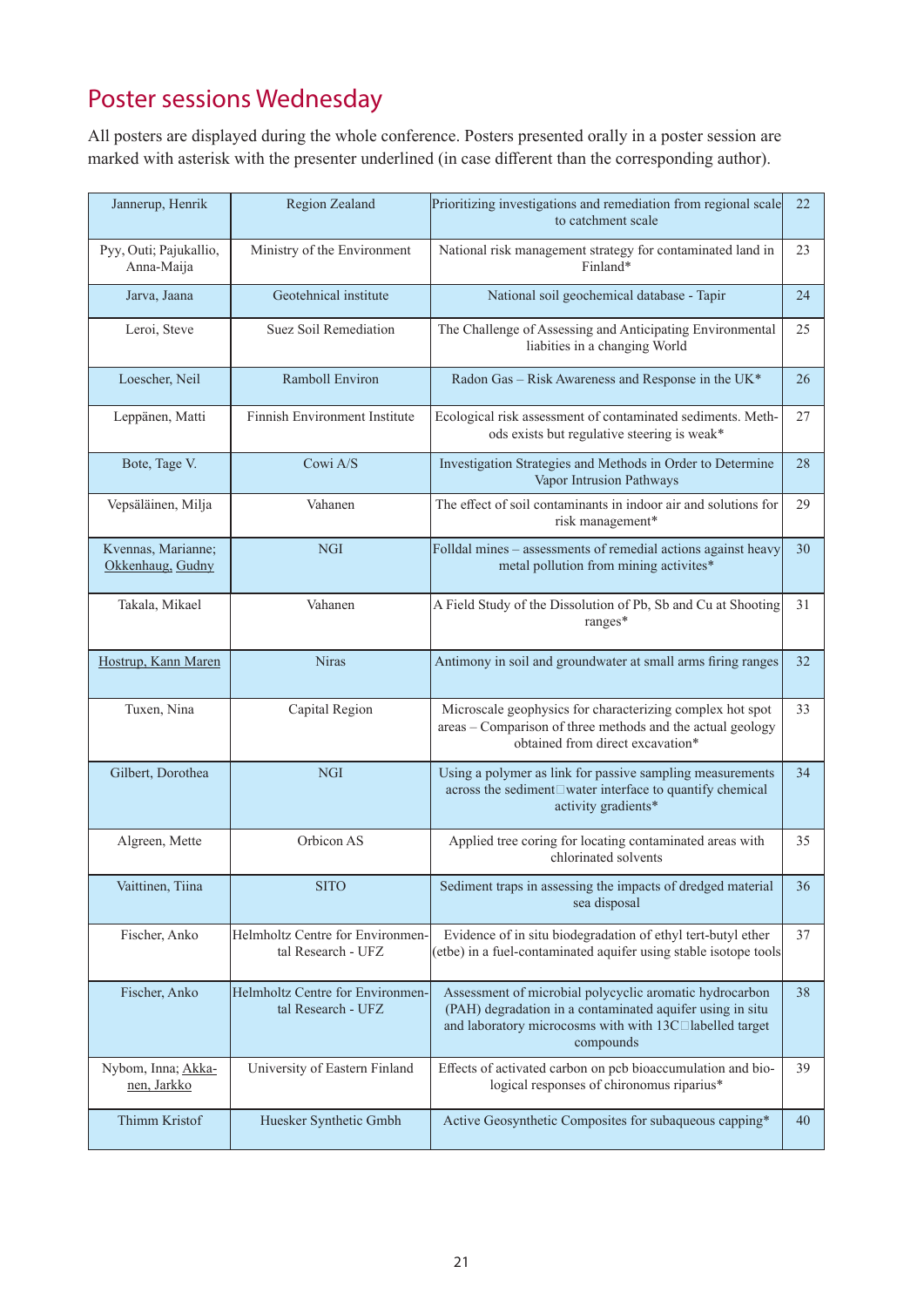# Poster sessions Wednesday

All posters are displayed during the whole conference. Posters presented orally in a poster session are marked with asterisk with the presenter underlined (in case different than the corresponding author).

| | | | |
|---|---|---|---|
| Jannerup, Henrik | Region Zealand | Prioritizing investigations and remediation from regional scale to catchment scale | 22 |
| Pyy, Outi; Pajukallio, Anna-Maija | Ministry of the Environment | National risk management strategy for contaminated land in Finland* | 23 |
| Jarva, Jaana | Geotehnical institute | National soil geochemical database - Tapir | 24 |
| Leroi, Steve | Suez Soil Remediation | The Challenge of Assessing and Anticipating Environmental liabities in a changing World | 25 |
| Loescher, Neil | Ramboll Environ | Radon Gas – Risk Awareness and Response in the UK* | 26 |
| Leppänen, Matti | Finnish Environment Institute | Ecological risk assessment of contaminated sediments. Methods exists but regulative steering is weak* | 27 |
| Bote, Tage V. | Cowi A/S | Investigation Strategies and Methods in Order to Determine Vapor Intrusion Pathways | 28 |
| Vepsäläinen, Milja | Vahanen | The effect of soil contaminants in indoor air and solutions for risk management* | 29 |
| Kvennas, Marianne; <u>Okkenhaug, Gudny</u> | NGI | Folldal mines – assessments of remedial actions against heavy metal pollution from mining activites* | 30 |
| Takala, Mikael | Vahanen | A Field Study of the Dissolution of Pb, Sb and Cu at Shooting ranges* | 31 |
| <u>Hostrup, Kann Maren</u> | Niras | Antimony in soil and groundwater at small arms firing ranges | 32 |
| Tuxen, Nina | Capital Region | Microscale geophysics for characterizing complex hot spot areas – Comparison of three methods and the actual geology obtained from direct excavation* | 33 |
| Gilbert, Dorothea | NGI | Using a polymer as link for passive sampling measurements across the sediment□water interface to quantify chemical activity gradients* | 34 |
| Algreen, Mette | Orbicon AS | Applied tree coring for locating contaminated areas with chlorinated solvents | 35 |
| Vaittinen, Tiina | SITO | Sediment traps in assessing the impacts of dredged material sea disposal | 36 |
| Fischer, Anko | Helmholtz Centre for Environmental Research - UFZ | Evidence of in situ biodegradation of ethyl tert-butyl ether (etbe) in a fuel-contaminated aquifer using stable isotope tools | 37 |
| Fischer, Anko | Helmholtz Centre for Environmental Research - UFZ | Assessment of microbial polycyclic aromatic hydrocarbon (PAH) degradation in a contaminated aquifer using in situ and laboratory microcosms with with 13C□labelled target compounds | 38 |
| Nybom, Inna; <u>Akkanen, Jarkko</u> | University of Eastern Finland | Effects of activated carbon on pcb bioaccumulation and biological responses of chironomus riparius* | 39 |
| Thimm Kristof | Huesker Synthetic Gmbh | Active Geosynthetic Composites for subaqueous capping* | 40 |